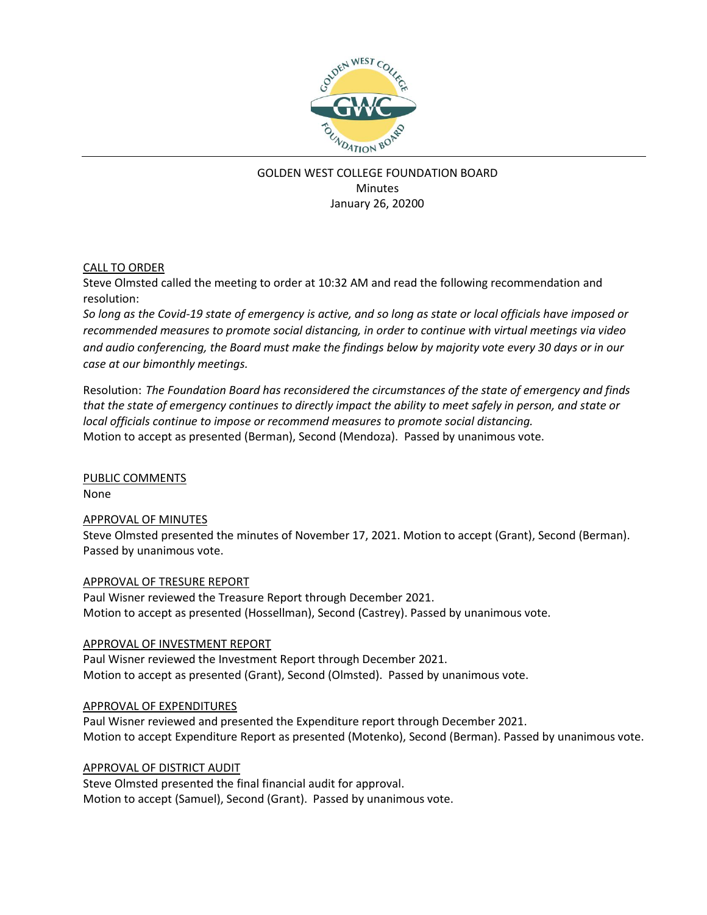GOLDEN WEST COLLEGE FOUNDATION BOARD
Minutes
January 26, 20200

CALL TO ORDER

Steve Olmsted called the meeting to order at 10:32 AM and read the following recommendation and resolution:

*So long as the Covid-19 state of emergency is active, and so long as state or local officials have imposed or recommended measures to promote social distancing, in order to continue with virtual meetings via video and audio conferencing, the Board must make the findings below by majority vote every 30 days or in our case at our bimonthly meetings.*

Resolution: *The Foundation Board has reconsidered the circumstances of the state of emergency and finds that the state of emergency continues to directly impact the ability to meet safely in person, and state or local officials continue to impose or recommend measures to promote social distancing.*
Motion to accept as presented (Berman), Second (Mendoza). Passed by unanimous vote.

PUBLIC COMMENTS

None

APPROVAL OF MINUTES

Steve Olmsted presented the minutes of November 17, 2021. Motion to accept (Grant), Second (Berman). Passed by unanimous vote.

APPROVAL OF TRESURE REPORT

Paul Wisner reviewed the Treasure Report through December 2021.
Motion to accept as presented (Hossellman), Second (Castrey). Passed by unanimous vote.

APPROVAL OF INVESTMENT REPORT

Paul Wisner reviewed the Investment Report through December 2021.
Motion to accept as presented (Grant), Second (Olmsted). Passed by unanimous vote.

APPROVAL OF EXPENDITURES

Paul Wisner reviewed and presented the Expenditure report through December 2021.
Motion to accept Expenditure Report as presented (Motenko), Second (Berman). Passed by unanimous vote.

APPROVAL OF DISTRICT AUDIT

Steve Olmsted presented the final financial audit for approval.
Motion to accept (Samuel), Second (Grant). Passed by unanimous vote.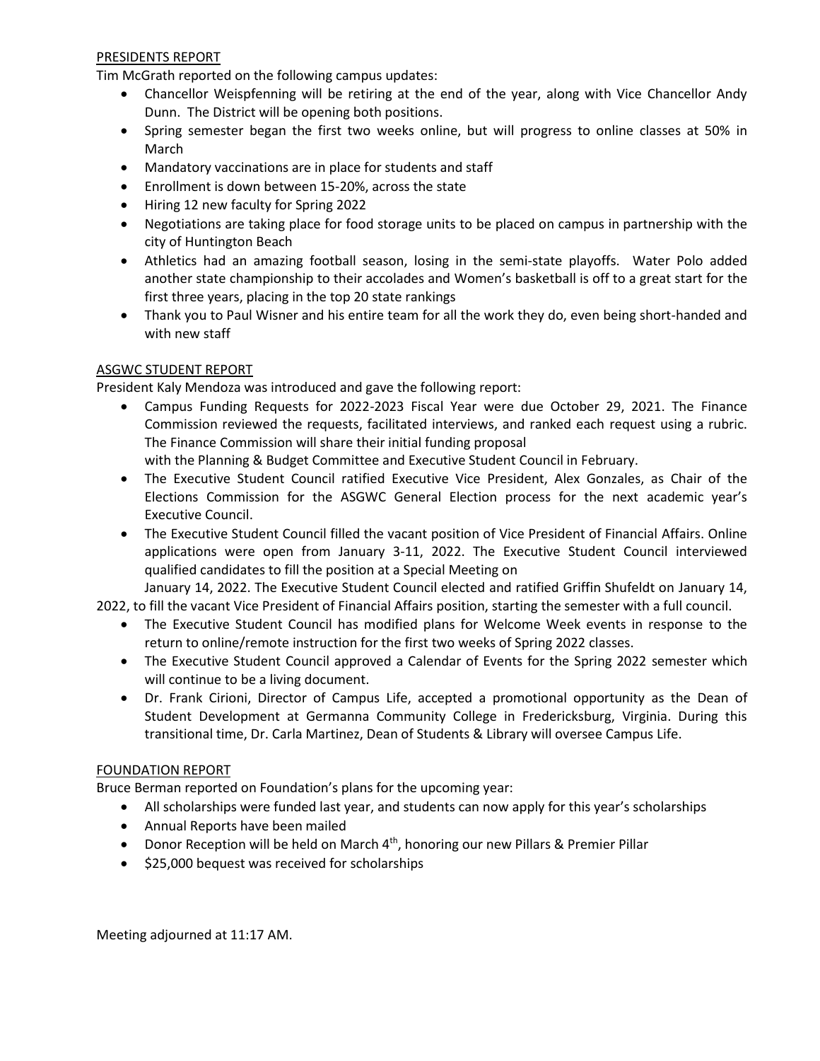## PRESIDENTS REPORT

Tim McGrath reported on the following campus updates:

- Chancellor Weispfenning will be retiring at the end of the year, along with Vice Chancellor Andy Dunn. The District will be opening both positions.
- Spring semester began the first two weeks online, but will progress to online classes at 50% in March
- Mandatory vaccinations are in place for students and staff
- Enrollment is down between 15-20%, across the state
- Hiring 12 new faculty for Spring 2022
- Negotiations are taking place for food storage units to be placed on campus in partnership with the city of Huntington Beach
- Athletics had an amazing football season, losing in the semi-state playoffs. Water Polo added another state championship to their accolades and Women's basketball is off to a great start for the first three years, placing in the top 20 state rankings
- Thank you to Paul Wisner and his entire team for all the work they do, even being short-handed and with new staff

## ASGWC STUDENT REPORT

President Kaly Mendoza was introduced and gave the following report:

- Campus Funding Requests for 2022-2023 Fiscal Year were due October 29, 2021. The Finance Commission reviewed the requests, facilitated interviews, and ranked each request using a rubric. The Finance Commission will share their initial funding proposal with the Planning & Budget Committee and Executive Student Council in February.
- The Executive Student Council ratified Executive Vice President, Alex Gonzales, as Chair of the Elections Commission for the ASGWC General Election process for the next academic year's Executive Council.
- The Executive Student Council filled the vacant position of Vice President of Financial Affairs. Online applications were open from January 3-11, 2022. The Executive Student Council interviewed qualified candidates to fill the position at a Special Meeting on January 14, 2022. The Executive Student Council elected and ratified Griffin Shufeldt on January 14, 2022, to fill the vacant Vice President of Financial Affairs position, starting the semester with a full council.
- The Executive Student Council has modified plans for Welcome Week events in response to the return to online/remote instruction for the first two weeks of Spring 2022 classes.
- The Executive Student Council approved a Calendar of Events for the Spring 2022 semester which will continue to be a living document.
- Dr. Frank Cirioni, Director of Campus Life, accepted a promotional opportunity as the Dean of Student Development at Germanna Community College in Fredericksburg, Virginia. During this transitional time, Dr. Carla Martinez, Dean of Students & Library will oversee Campus Life.

## FOUNDATION REPORT

Bruce Berman reported on Foundation's plans for the upcoming year:

- All scholarships were funded last year, and students can now apply for this year's scholarships
- Annual Reports have been mailed
- Donor Reception will be held on March 4th, honoring our new Pillars & Premier Pillar
- $25,000 bequest was received for scholarships

Meeting adjourned at 11:17 AM.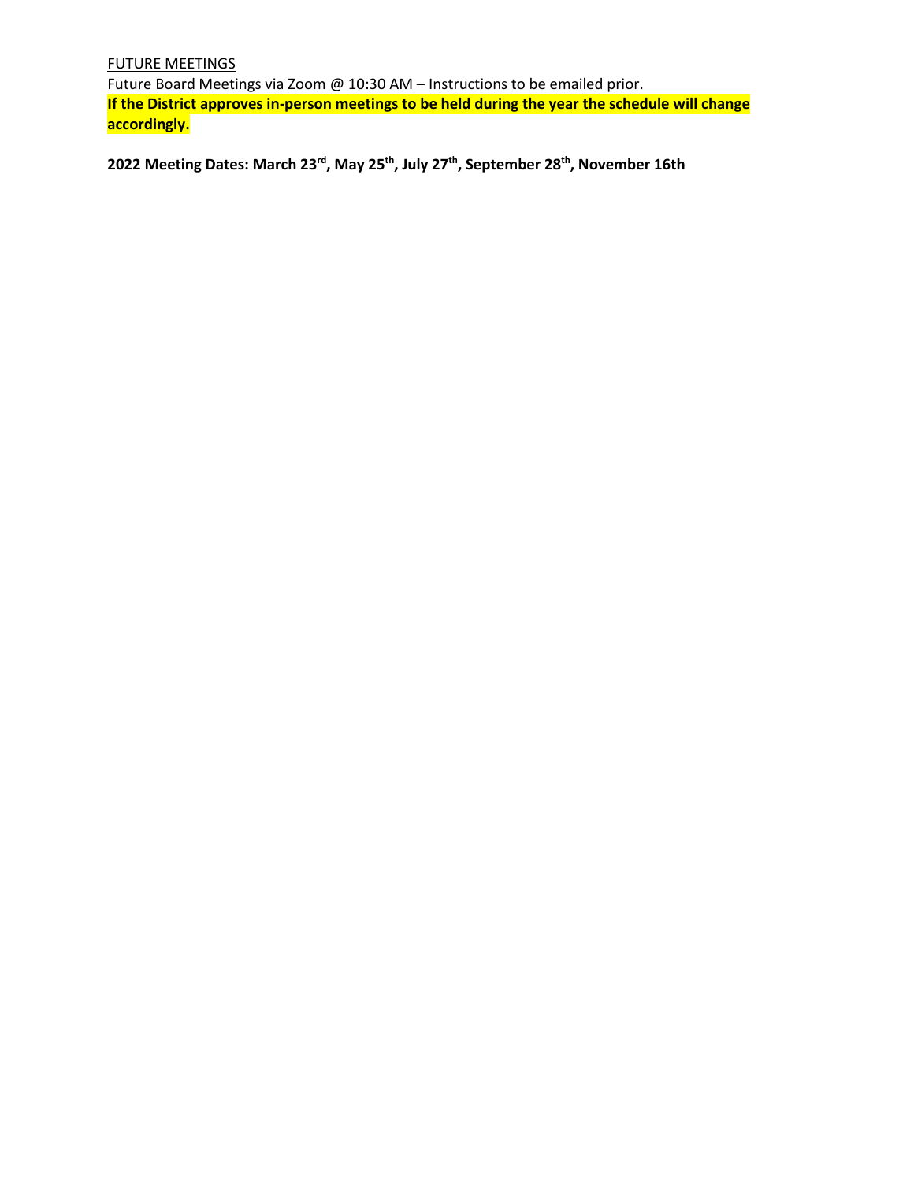FUTURE MEETINGS

Future Board Meetings via Zoom @ 10:30 AM – Instructions to be emailed prior.

**If the District approves in-person meetings to be held during the year the schedule will change accordingly.**

**2022 Meeting Dates: March 23rd, May 25th, July 27th, September 28th, November 16th**